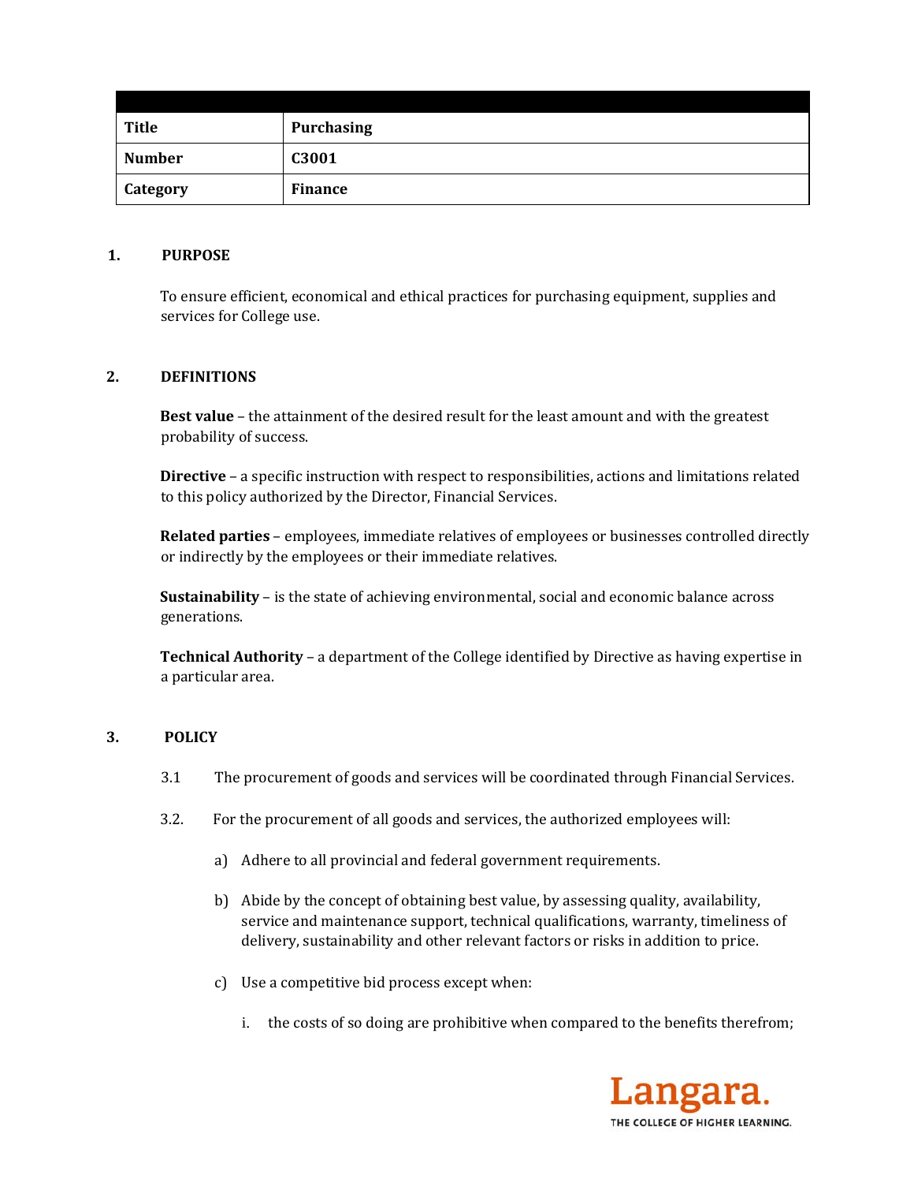| Title | Purchasing |
|---|---|
| Number | C3001 |
| Category | Finance |

## 1. PURPOSE

To ensure efficient, economical and ethical practices for purchasing equipment, supplies and services for College use.

## 2. DEFINITIONS

**Best value** – the attainment of the desired result for the least amount and with the greatest probability of success.

**Directive** – a specific instruction with respect to responsibilities, actions and limitations related to this policy authorized by the Director, Financial Services.

**Related parties** – employees, immediate relatives of employees or businesses controlled directly or indirectly by the employees or their immediate relatives.

**Sustainability** – is the state of achieving environmental, social and economic balance across generations.

**Technical Authority** – a department of the College identified by Directive as having expertise in a particular area.

## 3. POLICY

3.1 The procurement of goods and services will be coordinated through Financial Services.

3.2. For the procurement of all goods and services, the authorized employees will:

a) Adhere to all provincial and federal government requirements.

b) Abide by the concept of obtaining best value, by assessing quality, availability, service and maintenance support, technical qualifications, warranty, timeliness of delivery, sustainability and other relevant factors or risks in addition to price.

c) Use a competitive bid process except when:

i. the costs of so doing are prohibitive when compared to the benefits therefrom;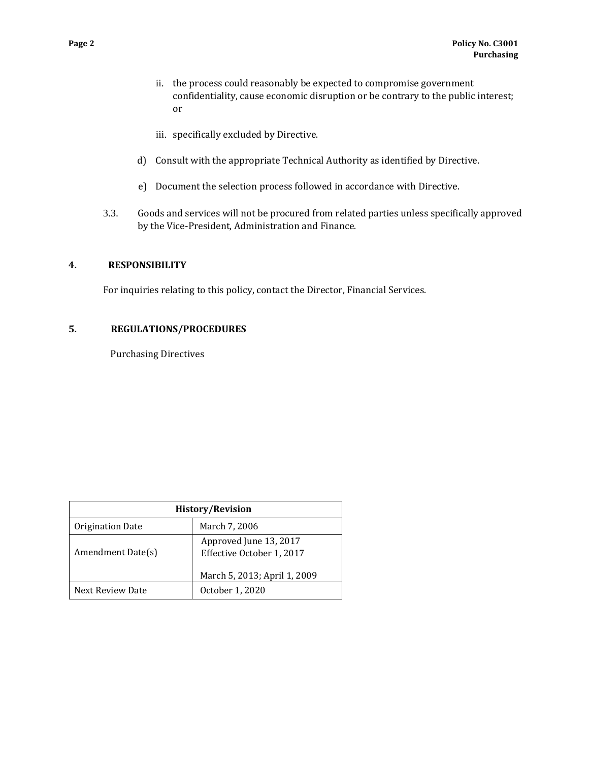ii. the process could reasonably be expected to compromise government confidentiality, cause economic disruption or be contrary to the public interest; or

iii. specifically excluded by Directive.

d) Consult with the appropriate Technical Authority as identified by Directive.

e) Document the selection process followed in accordance with Directive.

3.3. Goods and services will not be procured from related parties unless specifically approved by the Vice-President, Administration and Finance.

## 4. RESPONSIBILITY

For inquiries relating to this policy, contact the Director, Financial Services.

## 5. REGULATIONS/PROCEDURES

Purchasing Directives

| History/Revision | |
|---|---|
| Origination Date | March 7, 2006 |
| Amendment Date(s) | Approved June 13, 2017<br>Effective October 1, 2017<br><br>March 5, 2013; April 1, 2009 |
| Next Review Date | October 1, 2020 |